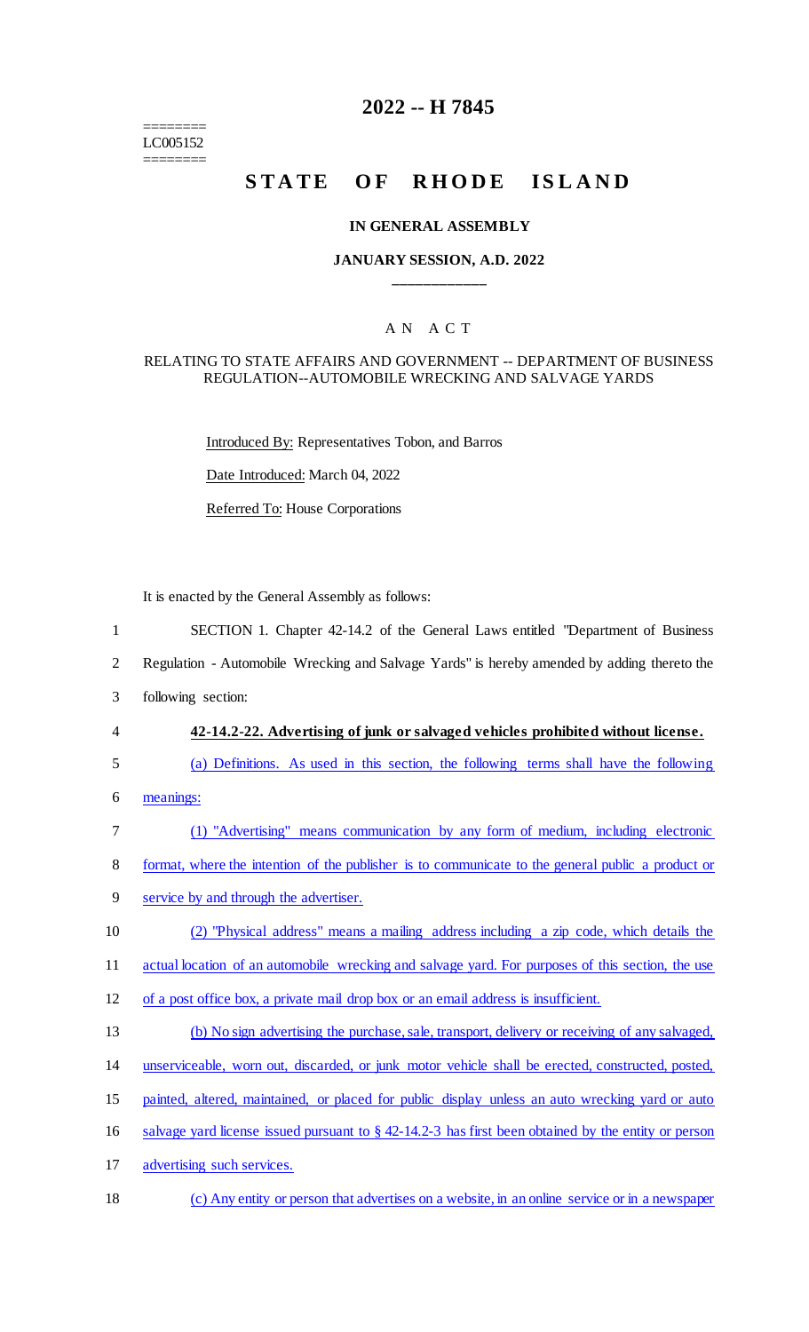========
LC005152
========

# 2022 -- H 7845

## STATE OF RHODE ISLAND

### IN GENERAL ASSEMBLY

### JANUARY SESSION, A.D. 2022

---

A N A C T

RELATING TO STATE AFFAIRS AND GOVERNMENT -- DEPARTMENT OF BUSINESS REGULATION--AUTOMOBILE WRECKING AND SALVAGE YARDS

Introduced By: Representatives Tobon, and Barros

Date Introduced: March 04, 2022

Referred To: House Corporations

It is enacted by the General Assembly as follows:

1 SECTION 1. Chapter 42-14.2 of the General Laws entitled "Department of Business
2 Regulation - Automobile Wrecking and Salvage Yards" is hereby amended by adding thereto the
3 following section:

4 **42-14.2-22. Advertising of junk or salvaged vehicles prohibited without license.**

5 (a) Definitions. As used in this section, the following terms shall have the following
6 meanings:

7 (1) "Advertising" means communication by any form of medium, including electronic
8 format, where the intention of the publisher is to communicate to the general public a product or
9 service by and through the advertiser.

10 (2) "Physical address" means a mailing address including a zip code, which details the
11 actual location of an automobile wrecking and salvage yard. For purposes of this section, the use
12 of a post office box, a private mail drop box or an email address is insufficient.

13 (b) No sign advertising the purchase, sale, transport, delivery or receiving of any salvaged,
14 unserviceable, worn out, discarded, or junk motor vehicle shall be erected, constructed, posted,
15 painted, altered, maintained, or placed for public display unless an auto wrecking yard or auto
16 salvage yard license issued pursuant to § 42-14.2-3 has first been obtained by the entity or person
17 advertising such services.

18 (c) Any entity or person that advertises on a website, in an online service or in a newspaper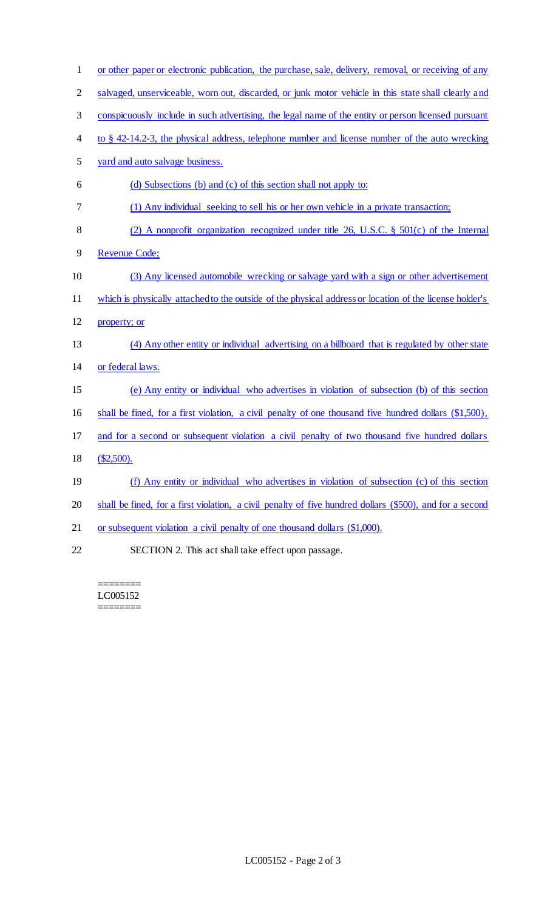or other paper or electronic publication, the purchase, sale, delivery, removal, or receiving of any salvaged, unserviceable, worn out, discarded, or junk motor vehicle in this state shall clearly and conspicuously include in such advertising, the legal name of the entity or person licensed pursuant to § 42-14.2-3, the physical address, telephone number and license number of the auto wrecking yard and auto salvage business.

(d) Subsections (b) and (c) of this section shall not apply to:

(1) Any individual seeking to sell his or her own vehicle in a private transaction;

(2) A nonprofit organization recognized under title 26, U.S.C. § 501(c) of the Internal Revenue Code;

(3) Any licensed automobile wrecking or salvage yard with a sign or other advertisement which is physically attached to the outside of the physical address or location of the license holder's property; or

(4) Any other entity or individual advertising on a billboard that is regulated by other state or federal laws.

(e) Any entity or individual who advertises in violation of subsection (b) of this section shall be fined, for a first violation, a civil penalty of one thousand five hundred dollars ($1,500), and for a second or subsequent violation a civil penalty of two thousand five hundred dollars ($2,500).

(f) Any entity or individual who advertises in violation of subsection (c) of this section shall be fined, for a first violation, a civil penalty of five hundred dollars ($500), and for a second or subsequent violation a civil penalty of one thousand dollars ($1,000).

SECTION 2. This act shall take effect upon passage.

========
LC005152
========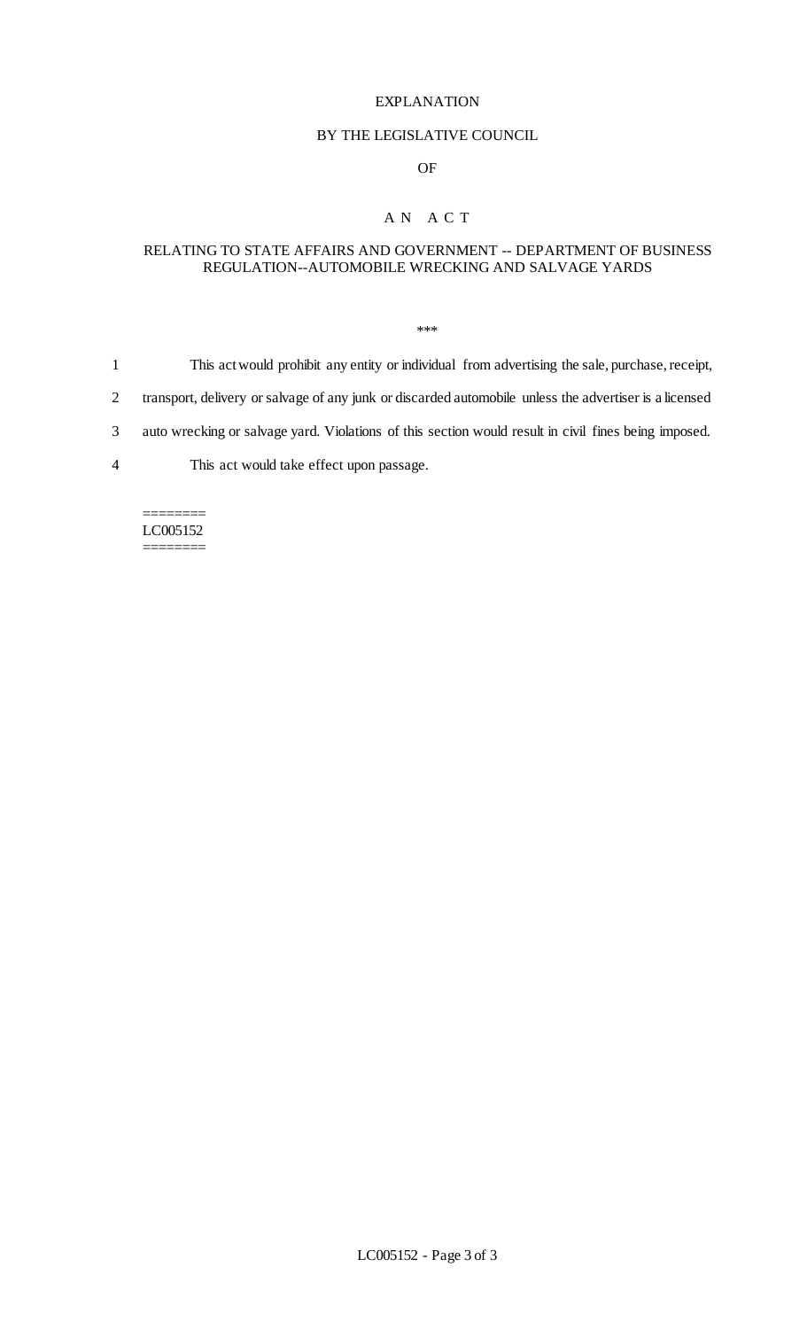EXPLANATION

BY THE LEGISLATIVE COUNCIL

OF

A N A C T

RELATING TO STATE AFFAIRS AND GOVERNMENT -- DEPARTMENT OF BUSINESS REGULATION--AUTOMOBILE WRECKING AND SALVAGE YARDS

\*\*\*

This act would prohibit any entity or individual from advertising the sale, purchase, receipt, transport, delivery or salvage of any junk or discarded automobile unless the advertiser is a licensed auto wrecking or salvage yard. Violations of this section would result in civil fines being imposed.

This act would take effect upon passage.

========
LC005152
========